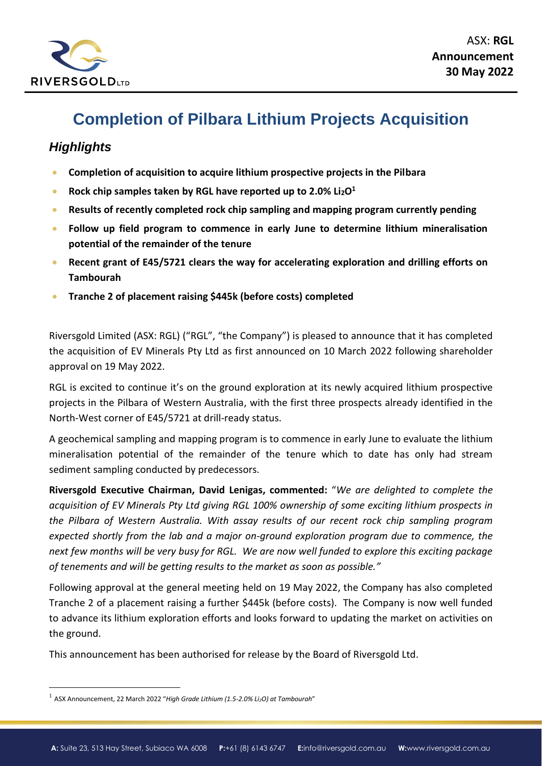ASX: **RGL**
**Announcement**
**30 May 2022**

# Completion of Pilbara Lithium Projects Acquisition

## *Highlights*

- **Completion of acquisition to acquire lithium prospective projects in the Pilbara**
- **Rock chip samples taken by RGL have reported up to 2.0% $Li_2O$[1]**
- **Results of recently completed rock chip sampling and mapping program currently pending**
- **Follow up field program to commence in early June to determine lithium mineralisation potential of the remainder of the tenure**
- **Recent grant of E45/5721 clears the way for accelerating exploration and drilling efforts on Tambourah**
- **Tranche 2 of placement raising $445k (before costs) completed**

Riversgold Limited (ASX: RGL) ("RGL", "the Company") is pleased to announce that it has completed the acquisition of EV Minerals Pty Ltd as first announced on 10 March 2022 following shareholder approval on 19 May 2022.

RGL is excited to continue it's on the ground exploration at its newly acquired lithium prospective projects in the Pilbara of Western Australia, with the first three prospects already identified in the North-West corner of E45/5721 at drill-ready status.

A geochemical sampling and mapping program is to commence in early June to evaluate the lithium mineralisation potential of the remainder of the tenure which to date has only had stream sediment sampling conducted by predecessors.

**Riversgold Executive Chairman, David Lenigas, commented:** "*We are delighted to complete the acquisition of EV Minerals Pty Ltd giving RGL 100% ownership of some exciting lithium prospects in the Pilbara of Western Australia. With assay results of our recent rock chip sampling program expected shortly from the lab and a major on-ground exploration program due to commence, the next few months will be very busy for RGL. We are now well funded to explore this exciting package of tenements and will be getting results to the market as soon as possible.*"

Following approval at the general meeting held on 19 May 2022, the Company has also completed Tranche 2 of a placement raising a further $445k (before costs). The Company is now well funded to advance its lithium exploration efforts and looks forward to updating the market on activities on the ground.

This announcement has been authorised for release by the Board of Riversgold Ltd.

---

[1] ASX Announcement, 22 March 2022 "*High Grade Lithium (1.5-2.0% $Li_2O$) at Tambourah*"

**A:** Suite 23, 513 Hay Street, Subiaco WA 6008 **P:** +61 (8) 6143 6747 **E:** info@riversgold.com.au **W:** www.riversgold.com.au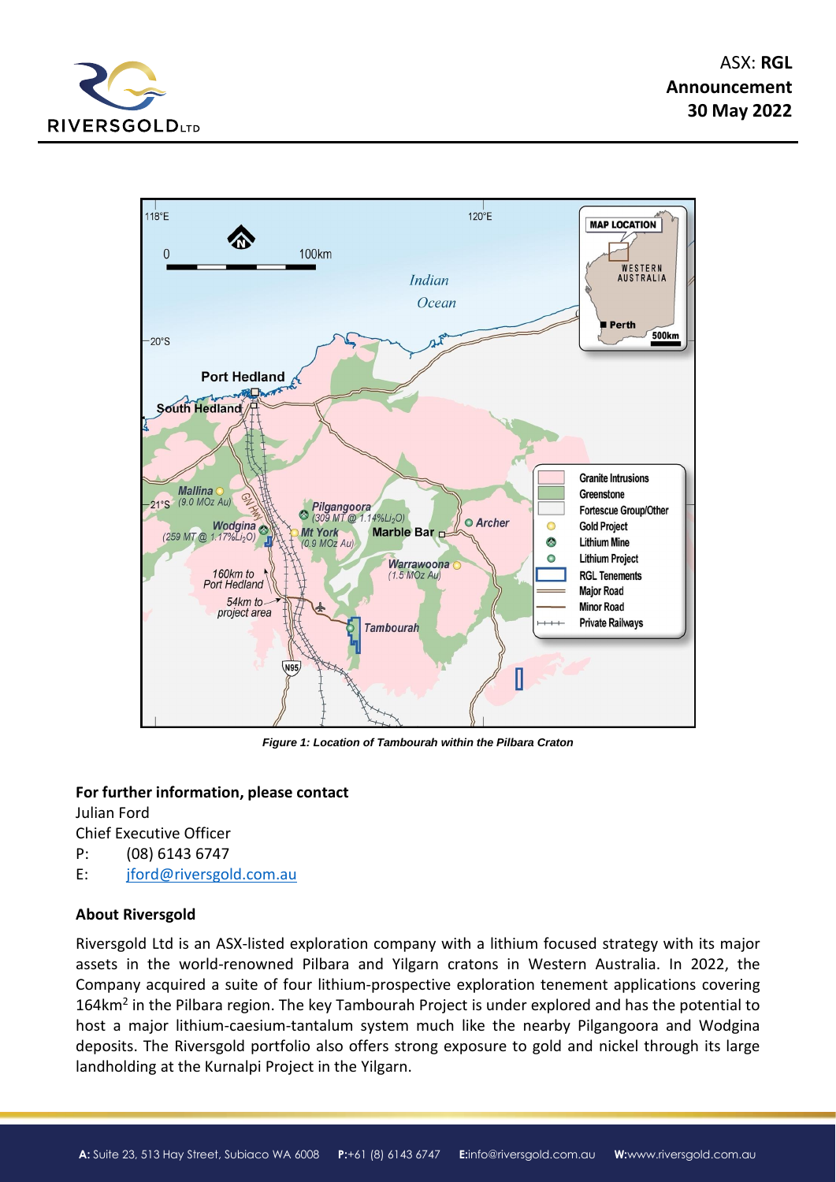*Figure 1: Location of Tambourah within the Pilbara Craton*

**For further information, please contact**

Julian Ford

Chief Executive Officer

P: (08) 6143 6747

E: jford@riversgold.com.au

**About Riversgold**

Riversgold Ltd is an ASX-listed exploration company with a lithium focused strategy with its major assets in the world-renowned Pilbara and Yilgarn cratons in Western Australia. In 2022, the Company acquired a suite of four lithium-prospective exploration tenement applications covering 164km$^2$ in the Pilbara region. The key Tambourah Project is under explored and has the potential to host a major lithium-caesium-tantalum system much like the nearby Pilgangoora and Wodgina deposits. The Riversgold portfolio also offers strong exposure to gold and nickel through its large landholding at the Kurnalpi Project in the Yilgarn.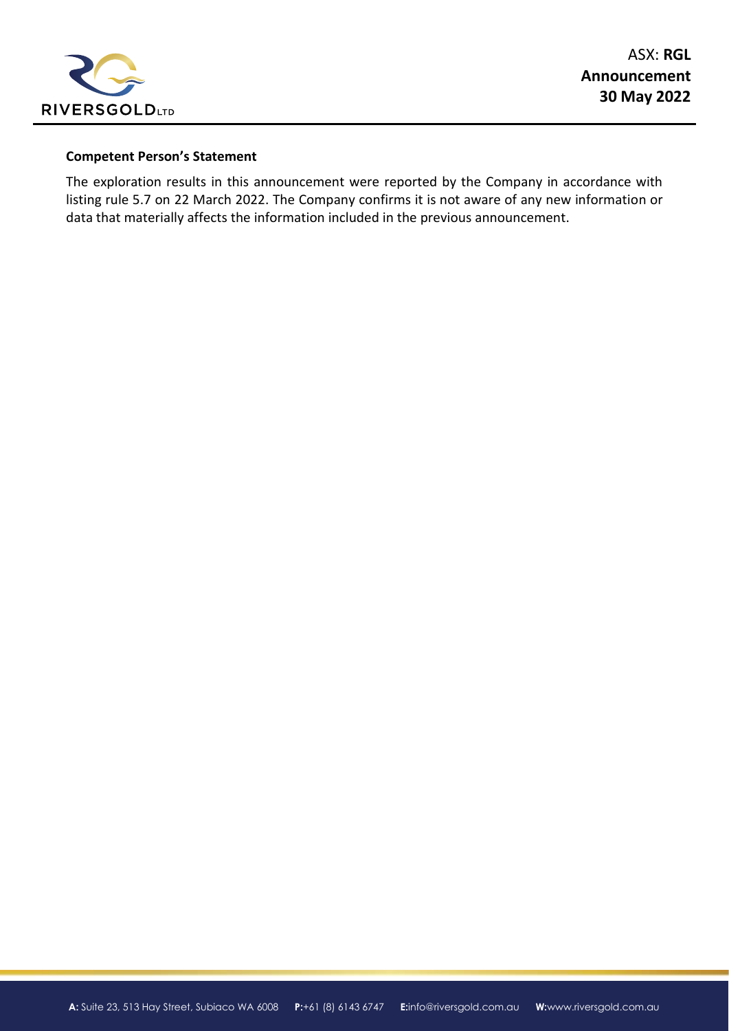**Competent Person's Statement**

The exploration results in this announcement were reported by the Company in accordance with listing rule 5.7 on 22 March 2022. The Company confirms it is not aware of any new information or data that materially affects the information included in the previous announcement.